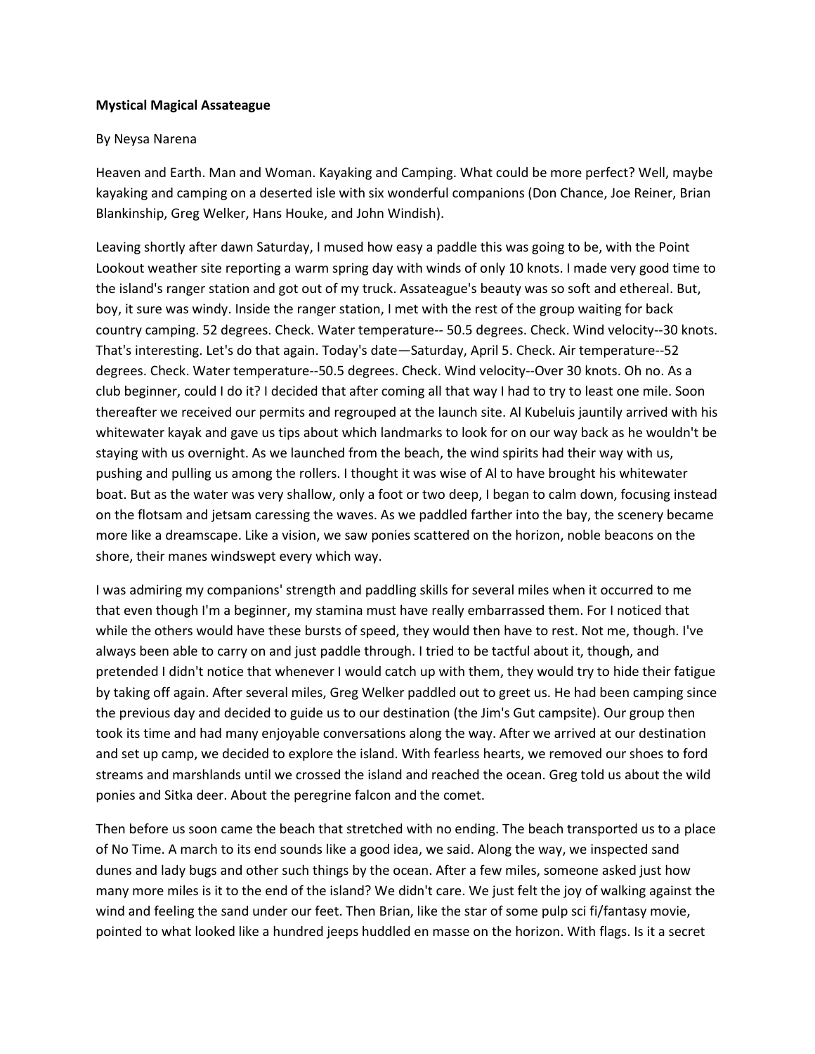**Mystical Magical Assateague**

By Neysa Narena

Heaven and Earth. Man and Woman. Kayaking and Camping. What could be more perfect? Well, maybe kayaking and camping on a deserted isle with six wonderful companions (Don Chance, Joe Reiner, Brian Blankinship, Greg Welker, Hans Houke, and John Windish).

Leaving shortly after dawn Saturday, I mused how easy a paddle this was going to be, with the Point Lookout weather site reporting a warm spring day with winds of only 10 knots. I made very good time to the island's ranger station and got out of my truck. Assateague's beauty was so soft and ethereal. But, boy, it sure was windy. Inside the ranger station, I met with the rest of the group waiting for back country camping. 52 degrees. Check. Water temperature-- 50.5 degrees. Check. Wind velocity--30 knots. That's interesting. Let's do that again. Today's date—Saturday, April 5. Check. Air temperature--52 degrees. Check. Water temperature--50.5 degrees. Check. Wind velocity--Over 30 knots. Oh no. As a club beginner, could I do it? I decided that after coming all that way I had to try to least one mile. Soon thereafter we received our permits and regrouped at the launch site. Al Kubeluis jauntily arrived with his whitewater kayak and gave us tips about which landmarks to look for on our way back as he wouldn't be staying with us overnight. As we launched from the beach, the wind spirits had their way with us, pushing and pulling us among the rollers. I thought it was wise of Al to have brought his whitewater boat. But as the water was very shallow, only a foot or two deep, I began to calm down, focusing instead on the flotsam and jetsam caressing the waves. As we paddled farther into the bay, the scenery became more like a dreamscape. Like a vision, we saw ponies scattered on the horizon, noble beacons on the shore, their manes windswept every which way.

I was admiring my companions' strength and paddling skills for several miles when it occurred to me that even though I'm a beginner, my stamina must have really embarrassed them. For I noticed that while the others would have these bursts of speed, they would then have to rest. Not me, though. I've always been able to carry on and just paddle through. I tried to be tactful about it, though, and pretended I didn't notice that whenever I would catch up with them, they would try to hide their fatigue by taking off again. After several miles, Greg Welker paddled out to greet us. He had been camping since the previous day and decided to guide us to our destination (the Jim's Gut campsite). Our group then took its time and had many enjoyable conversations along the way. After we arrived at our destination and set up camp, we decided to explore the island. With fearless hearts, we removed our shoes to ford streams and marshlands until we crossed the island and reached the ocean. Greg told us about the wild ponies and Sitka deer. About the peregrine falcon and the comet.

Then before us soon came the beach that stretched with no ending. The beach transported us to a place of No Time. A march to its end sounds like a good idea, we said. Along the way, we inspected sand dunes and lady bugs and other such things by the ocean. After a few miles, someone asked just how many more miles is it to the end of the island? We didn't care. We just felt the joy of walking against the wind and feeling the sand under our feet. Then Brian, like the star of some pulp sci fi/fantasy movie, pointed to what looked like a hundred jeeps huddled en masse on the horizon. With flags. Is it a secret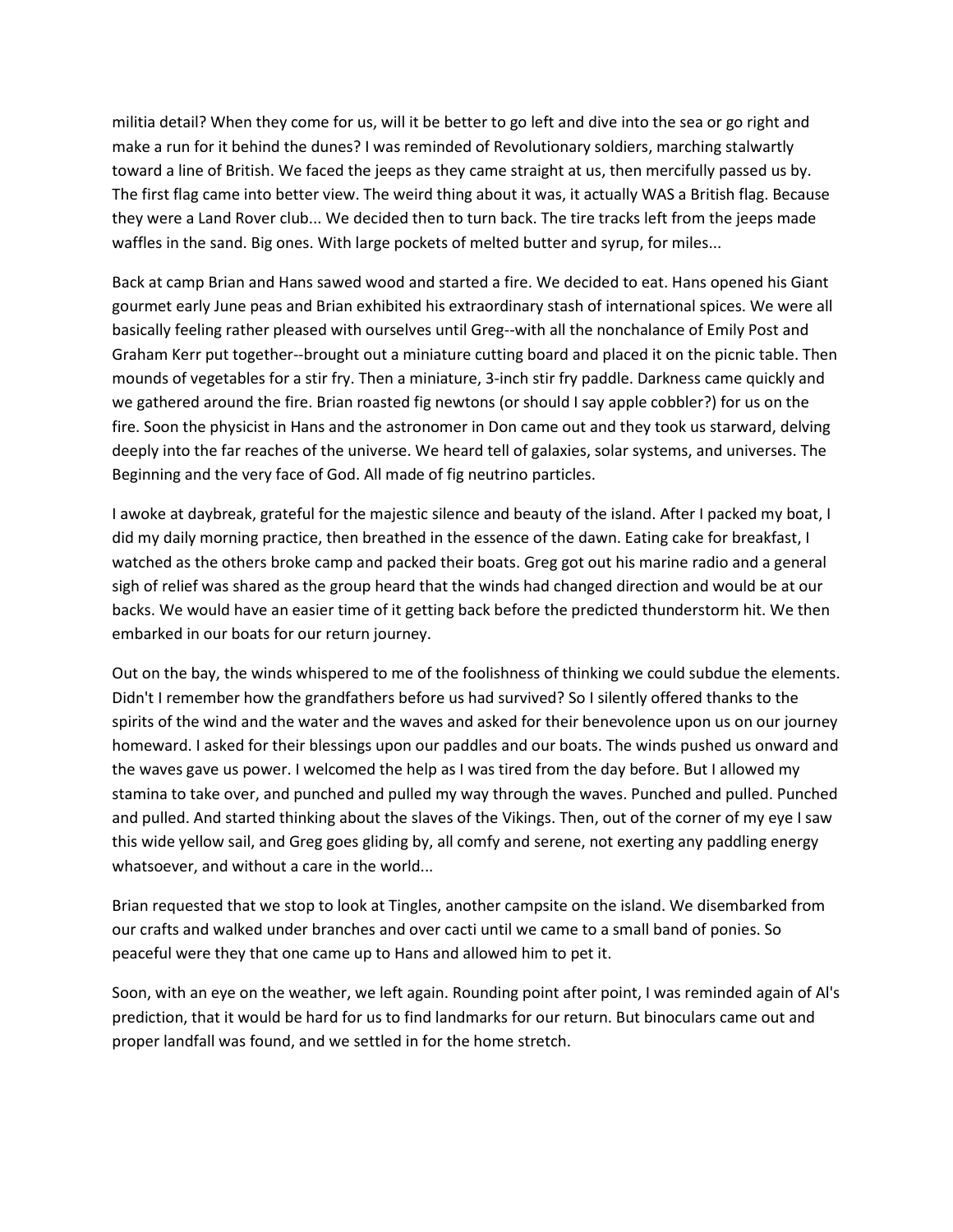militia detail? When they come for us, will it be better to go left and dive into the sea or go right and make a run for it behind the dunes? I was reminded of Revolutionary soldiers, marching stalwartly toward a line of British. We faced the jeeps as they came straight at us, then mercifully passed us by. The first flag came into better view. The weird thing about it was, it actually WAS a British flag. Because they were a Land Rover club... We decided then to turn back. The tire tracks left from the jeeps made waffles in the sand. Big ones. With large pockets of melted butter and syrup, for miles...

Back at camp Brian and Hans sawed wood and started a fire. We decided to eat. Hans opened his Giant gourmet early June peas and Brian exhibited his extraordinary stash of international spices. We were all basically feeling rather pleased with ourselves until Greg--with all the nonchalance of Emily Post and Graham Kerr put together--brought out a miniature cutting board and placed it on the picnic table. Then mounds of vegetables for a stir fry. Then a miniature, 3-inch stir fry paddle. Darkness came quickly and we gathered around the fire. Brian roasted fig newtons (or should I say apple cobbler?) for us on the fire. Soon the physicist in Hans and the astronomer in Don came out and they took us starward, delving deeply into the far reaches of the universe. We heard tell of galaxies, solar systems, and universes. The Beginning and the very face of God. All made of fig neutrino particles.

I awoke at daybreak, grateful for the majestic silence and beauty of the island. After I packed my boat, I did my daily morning practice, then breathed in the essence of the dawn. Eating cake for breakfast, I watched as the others broke camp and packed their boats. Greg got out his marine radio and a general sigh of relief was shared as the group heard that the winds had changed direction and would be at our backs. We would have an easier time of it getting back before the predicted thunderstorm hit. We then embarked in our boats for our return journey.

Out on the bay, the winds whispered to me of the foolishness of thinking we could subdue the elements. Didn't I remember how the grandfathers before us had survived? So I silently offered thanks to the spirits of the wind and the water and the waves and asked for their benevolence upon us on our journey homeward. I asked for their blessings upon our paddles and our boats. The winds pushed us onward and the waves gave us power. I welcomed the help as I was tired from the day before. But I allowed my stamina to take over, and punched and pulled my way through the waves. Punched and pulled. Punched and pulled. And started thinking about the slaves of the Vikings. Then, out of the corner of my eye I saw this wide yellow sail, and Greg goes gliding by, all comfy and serene, not exerting any paddling energy whatsoever, and without a care in the world...

Brian requested that we stop to look at Tingles, another campsite on the island. We disembarked from our crafts and walked under branches and over cacti until we came to a small band of ponies. So peaceful were they that one came up to Hans and allowed him to pet it.

Soon, with an eye on the weather, we left again. Rounding point after point, I was reminded again of Al's prediction, that it would be hard for us to find landmarks for our return. But binoculars came out and proper landfall was found, and we settled in for the home stretch.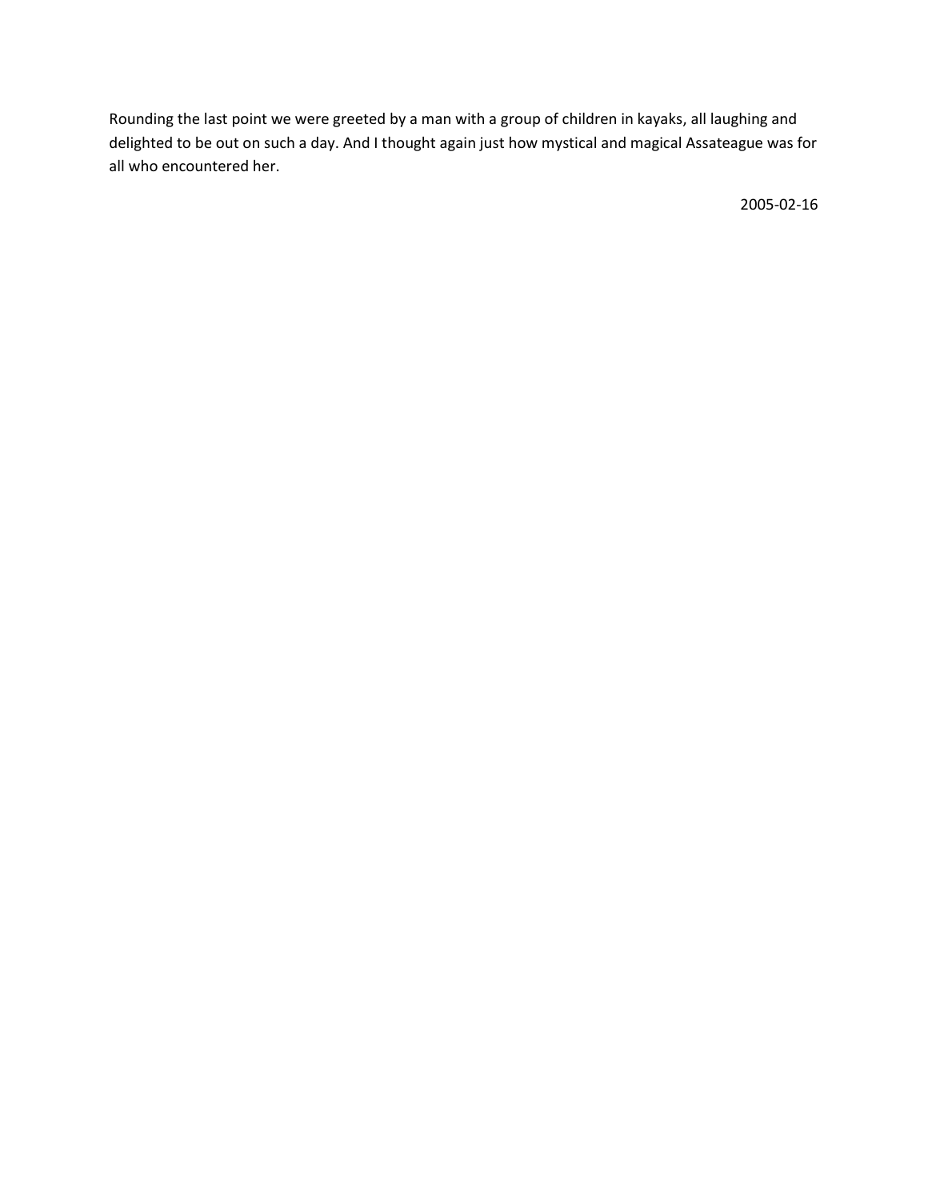Rounding the last point we were greeted by a man with a group of children in kayaks, all laughing and delighted to be out on such a day. And I thought again just how mystical and magical Assateague was for all who encountered her.

2005-02-16